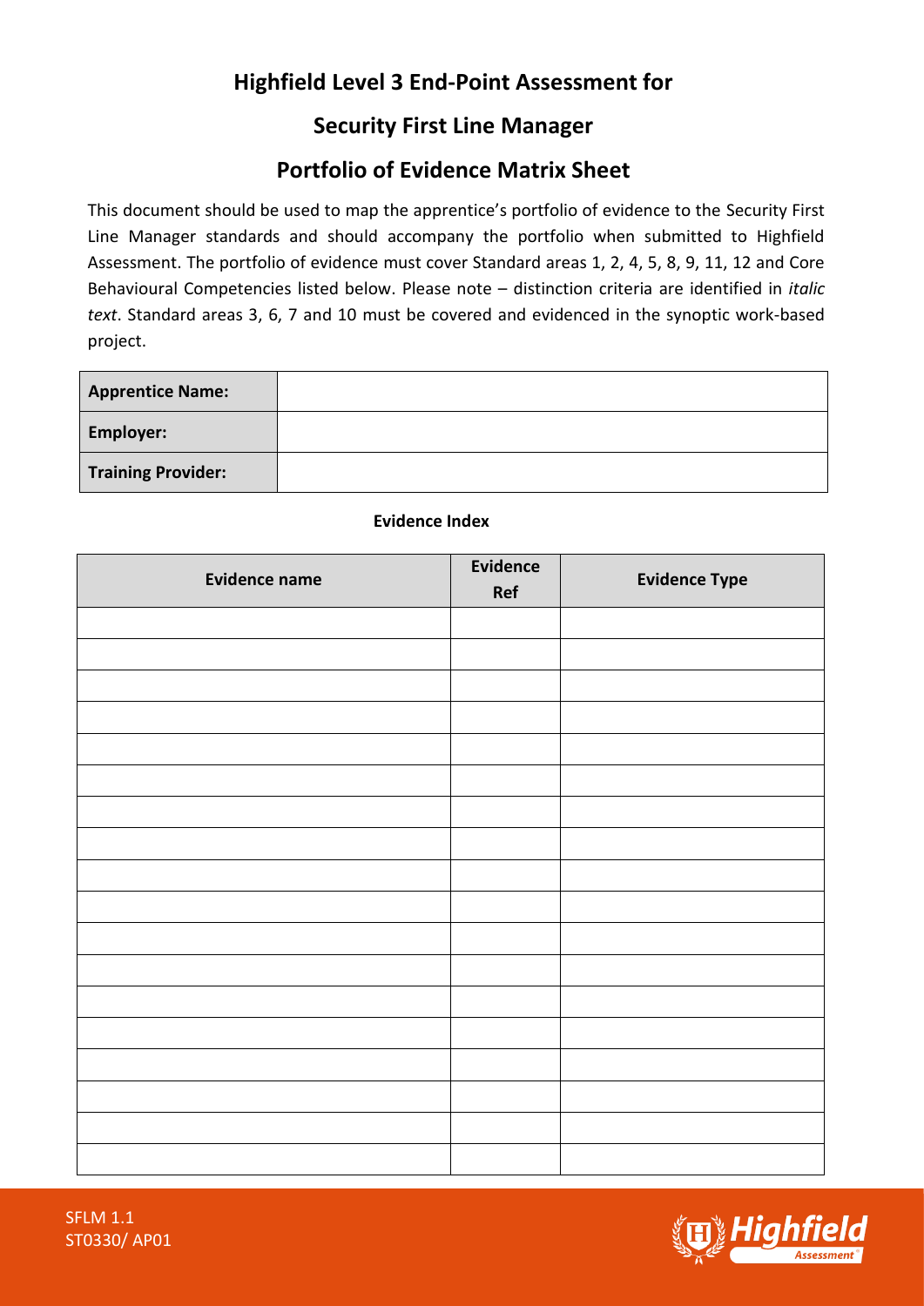# Highfield Level 3 End-Point Assessment for

## Security First Line Manager

## Portfolio of Evidence Matrix Sheet

This document should be used to map the apprentice's portfolio of evidence to the Security First Line Manager standards and should accompany the portfolio when submitted to Highfield Assessment. The portfolio of evidence must cover Standard areas 1, 2, 4, 5, 8, 9, 11, 12 and Core Behavioural Competencies listed below. Please note – distinction criteria are identified in *italic text*. Standard areas 3, 6, 7 and 10 must be covered and evidenced in the synoptic work-based project.

| | |
|---|---|
| **Apprentice Name:** | |
| **Employer:** | |
| **Training Provider:** | |

**Evidence Index**

| Evidence name | Evidence Ref | Evidence Type |
|---|---|---|
| | | |
| | | |
| | | |
| | | |
| | | |
| | | |
| | | |
| | | |
| | | |
| | | |
| | | |
| | | |
| | | |
| | | |
| | | |
| | | |
| | | |
| | | |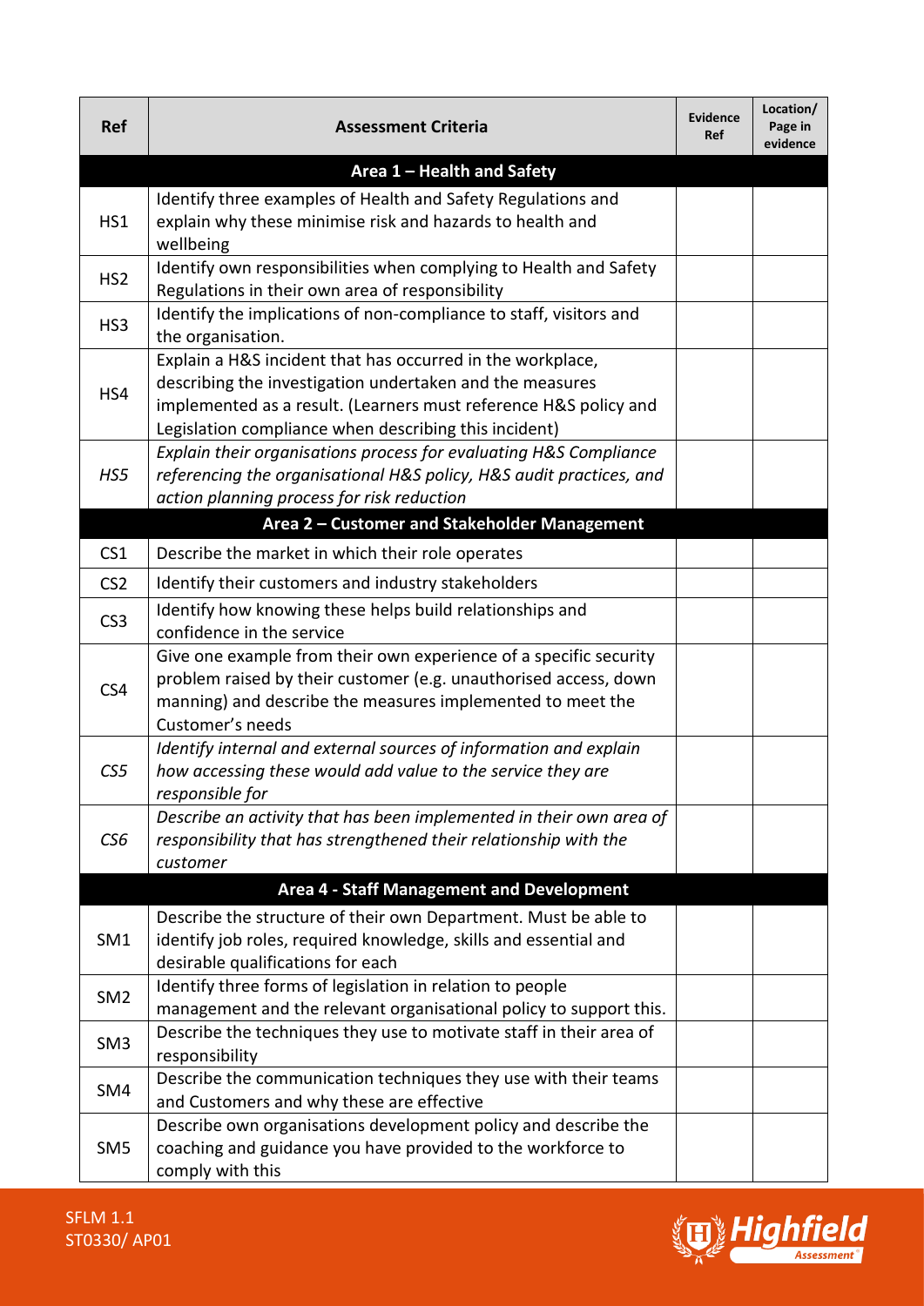| Ref | Assessment Criteria | Evidence Ref | Location/ Page in evidence |
|---|---|---|---|
| | **Area 1 – Health and Safety** | | |
| HS1 | Identify three examples of Health and Safety Regulations and explain why these minimise risk and hazards to health and wellbeing | | |
| HS2 | Identify own responsibilities when complying to Health and Safety Regulations in their own area of responsibility | | |
| HS3 | Identify the implications of non-compliance to staff, visitors and the organisation. | | |
| HS4 | Explain a H&S incident that has occurred in the workplace, describing the investigation undertaken and the measures implemented as a result. (Learners must reference H&S policy and Legislation compliance when describing this incident) | | |
| *HS5* | *Explain their organisations process for evaluating H&S Compliance referencing the organisational H&S policy, H&S audit practices, and action planning process for risk reduction* | | |
| | **Area 2 – Customer and Stakeholder Management** | | |
| CS1 | Describe the market in which their role operates | | |
| CS2 | Identify their customers and industry stakeholders | | |
| CS3 | Identify how knowing these helps build relationships and confidence in the service | | |
| CS4 | Give one example from their own experience of a specific security problem raised by their customer (e.g. unauthorised access, down manning) and describe the measures implemented to meet the Customer's needs | | |
| *CS5* | *Identify internal and external sources of information and explain how accessing these would add value to the service they are responsible for* | | |
| *CS6* | *Describe an activity that has been implemented in their own area of responsibility that has strengthened their relationship with the customer* | | |
| | **Area 4 - Staff Management and Development** | | |
| SM1 | Describe the structure of their own Department. Must be able to identify job roles, required knowledge, skills and essential and desirable qualifications for each | | |
| SM2 | Identify three forms of legislation in relation to people management and the relevant organisational policy to support this. | | |
| SM3 | Describe the techniques they use to motivate staff in their area of responsibility | | |
| SM4 | Describe the communication techniques they use with their teams and Customers and why these are effective | | |
| SM5 | Describe own organisations development policy and describe the coaching and guidance you have provided to the workforce to comply with this | | |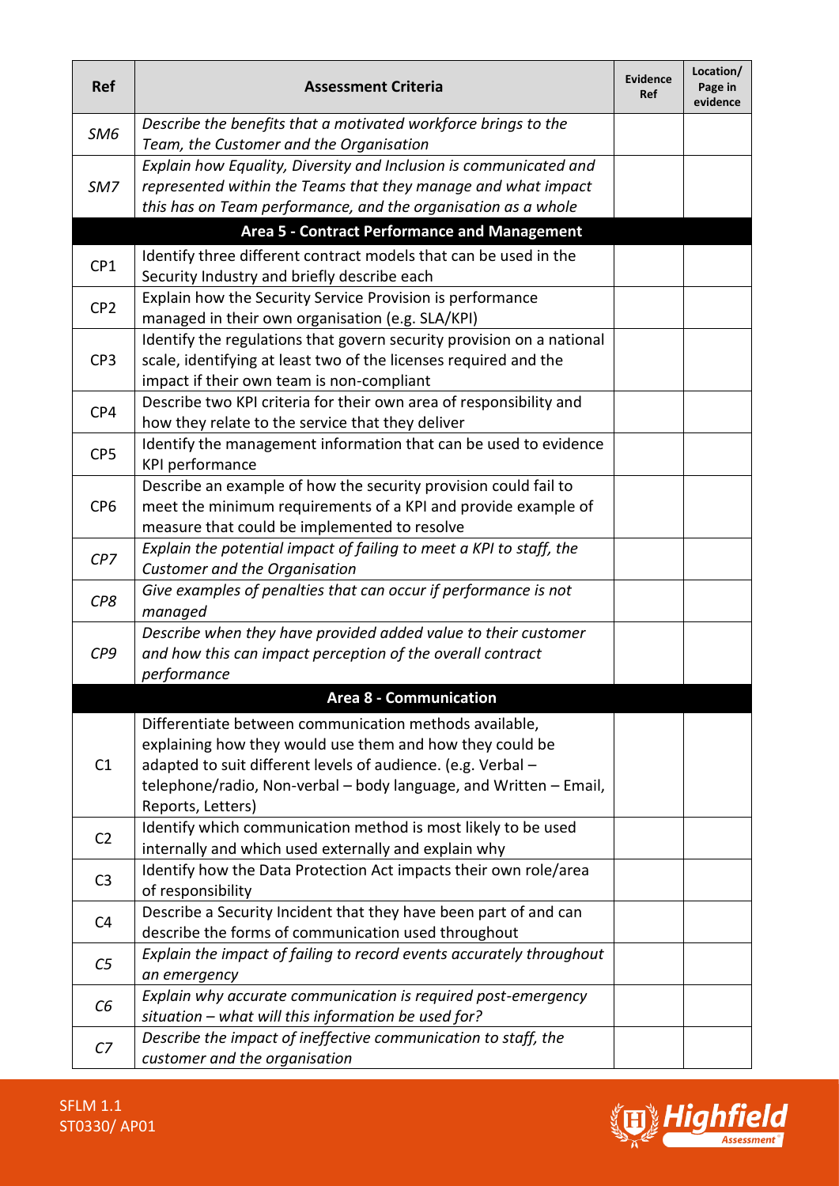| Ref | Assessment Criteria | Evidence Ref | Location/ Page in evidence |
|---|---|---|---|
| *SM6* | *Describe the benefits that a motivated workforce brings to the Team, the Customer and the Organisation* | | |
| *SM7* | *Explain how Equality, Diversity and Inclusion is communicated and represented within the Teams that they manage and what impact this has on Team performance, and the organisation as a whole* | | |
| | **Area 5 - Contract Performance and Management** | | |
| CP1 | Identify three different contract models that can be used in the Security Industry and briefly describe each | | |
| CP2 | Explain how the Security Service Provision is performance managed in their own organisation (e.g. SLA/KPI) | | |
| CP3 | Identify the regulations that govern security provision on a national scale, identifying at least two of the licenses required and the impact if their own team is non-compliant | | |
| CP4 | Describe two KPI criteria for their own area of responsibility and how they relate to the service that they deliver | | |
| CP5 | Identify the management information that can be used to evidence KPI performance | | |
| CP6 | Describe an example of how the security provision could fail to meet the minimum requirements of a KPI and provide example of measure that could be implemented to resolve | | |
| *CP7* | *Explain the potential impact of failing to meet a KPI to staff, the Customer and the Organisation* | | |
| *CP8* | *Give examples of penalties that can occur if performance is not managed* | | |
| *CP9* | *Describe when they have provided added value to their customer and how this can impact perception of the overall contract performance* | | |
| | **Area 8 - Communication** | | |
| C1 | Differentiate between communication methods available, explaining how they would use them and how they could be adapted to suit different levels of audience. (e.g. Verbal – telephone/radio, Non-verbal – body language, and Written – Email, Reports, Letters) | | |
| C2 | Identify which communication method is most likely to be used internally and which used externally and explain why | | |
| C3 | Identify how the Data Protection Act impacts their own role/area of responsibility | | |
| C4 | Describe a Security Incident that they have been part of and can describe the forms of communication used throughout | | |
| *C5* | *Explain the impact of failing to record events accurately throughout an emergency* | | |
| *C6* | *Explain why accurate communication is required post-emergency situation – what will this information be used for?* | | |
| *C7* | *Describe the impact of ineffective communication to staff, the customer and the organisation* | | |

SFLM 1.1
ST0330/ AP01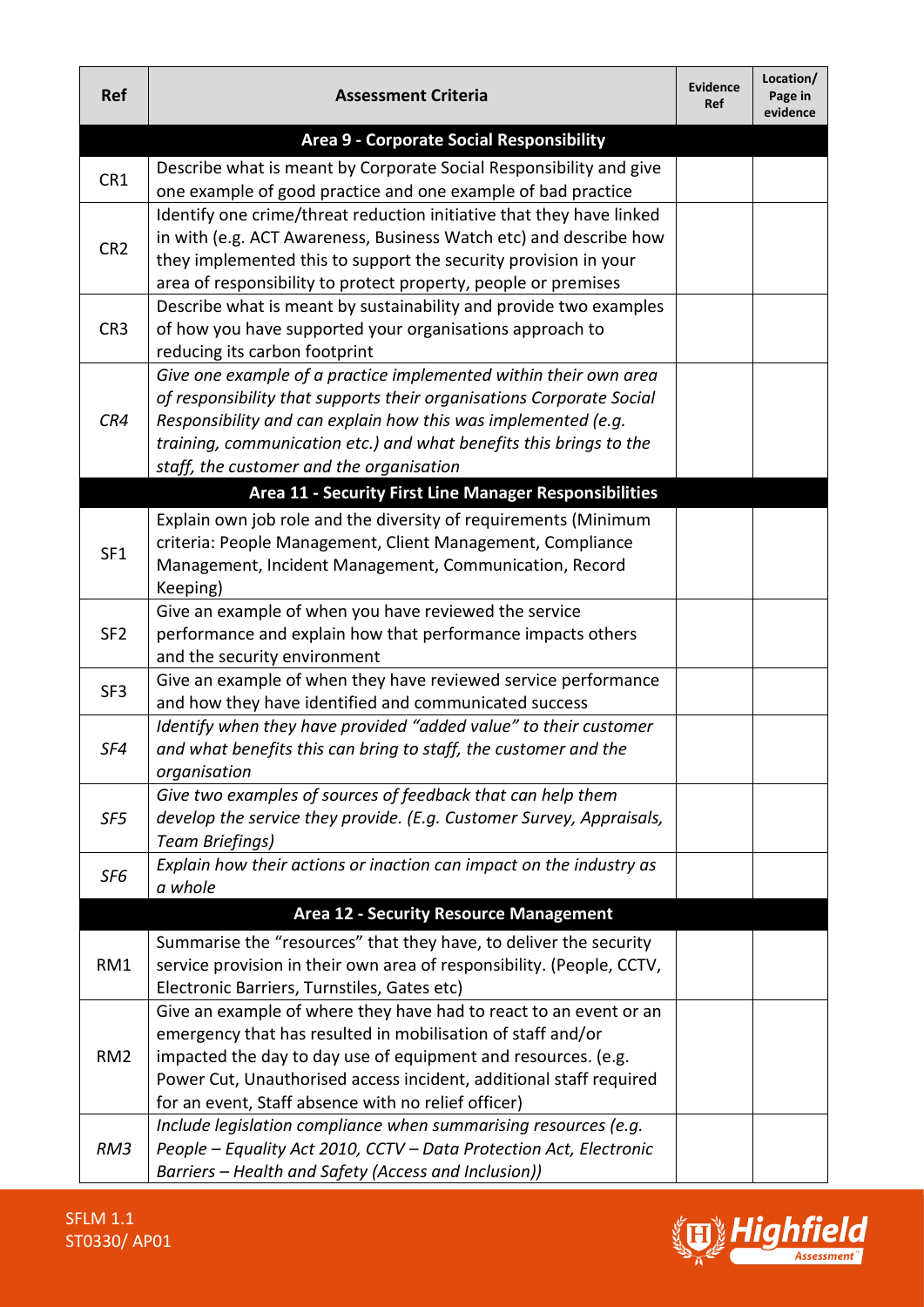| Ref | Assessment Criteria | Evidence Ref | Location/ Page in evidence |
|---|---|---|---|
| | **Area 9 - Corporate Social Responsibility** | | |
| CR1 | Describe what is meant by Corporate Social Responsibility and give one example of good practice and one example of bad practice | | |
| CR2 | Identify one crime/threat reduction initiative that they have linked in with (e.g. ACT Awareness, Business Watch etc) and describe how they implemented this to support the security provision in your area of responsibility to protect property, people or premises | | |
| CR3 | Describe what is meant by sustainability and provide two examples of how you have supported your organisations approach to reducing its carbon footprint | | |
| *CR4* | *Give one example of a practice implemented within their own area of responsibility that supports their organisations Corporate Social Responsibility and can explain how this was implemented (e.g. training, communication etc.) and what benefits this brings to the staff, the customer and the organisation* | | |
| | **Area 11 - Security First Line Manager Responsibilities** | | |
| SF1 | Explain own job role and the diversity of requirements (Minimum criteria: People Management, Client Management, Compliance Management, Incident Management, Communication, Record Keeping) | | |
| SF2 | Give an example of when you have reviewed the service performance and explain how that performance impacts others and the security environment | | |
| SF3 | Give an example of when they have reviewed service performance and how they have identified and communicated success | | |
| *SF4* | *Identify when they have provided "added value" to their customer and what benefits this can bring to staff, the customer and the organisation* | | |
| *SF5* | *Give two examples of sources of feedback that can help them develop the service they provide. (E.g. Customer Survey, Appraisals, Team Briefings)* | | |
| *SF6* | *Explain how their actions or inaction can impact on the industry as a whole* | | |
| | **Area 12 - Security Resource Management** | | |
| RM1 | Summarise the "resources" that they have, to deliver the security service provision in their own area of responsibility. (People, CCTV, Electronic Barriers, Turnstiles, Gates etc) | | |
| RM2 | Give an example of where they have had to react to an event or an emergency that has resulted in mobilisation of staff and/or impacted the day to day use of equipment and resources. (e.g. Power Cut, Unauthorised access incident, additional staff required for an event, Staff absence with no relief officer) | | |
| *RM3* | *Include legislation compliance when summarising resources (e.g. People – Equality Act 2010, CCTV – Data Protection Act, Electronic Barriers – Health and Safety (Access and Inclusion))* | | |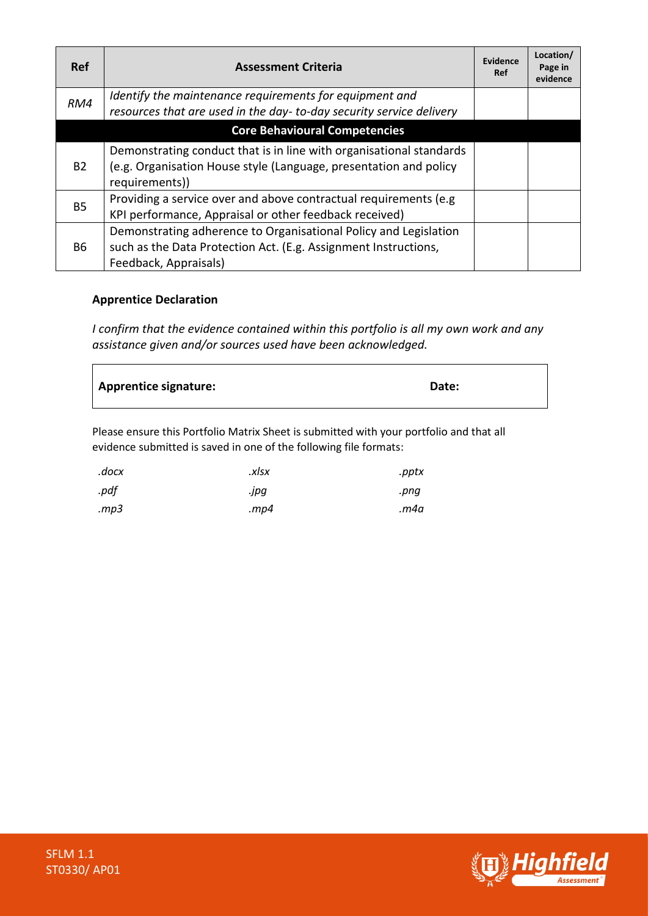| Ref | Assessment Criteria | Evidence Ref | Location/ Page in evidence |
|---|---|---|---|
| *RM4* | *Identify the maintenance requirements for equipment and resources that are used in the day- to-day security service delivery* | | |
| | **Core Behavioural Competencies** | | |
| B2 | Demonstrating conduct that is in line with organisational standards (e.g. Organisation House style (Language, presentation and policy requirements)) | | |
| B5 | Providing a service over and above contractual requirements (e.g KPI performance, Appraisal or other feedback received) | | |
| B6 | Demonstrating adherence to Organisational Policy and Legislation such as the Data Protection Act. (E.g. Assignment Instructions, Feedback, Appraisals) | | |

**Apprentice Declaration**

*I confirm that the evidence contained within this portfolio is all my own work and any assistance given and/or sources used have been acknowledged.*

| | |
|---|---|
| **Apprentice signature:** | **Date:** |

Please ensure this Portfolio Matrix Sheet is submitted with your portfolio and that all evidence submitted is saved in one of the following file formats:

| | | |
|---|---|---|
| *.docx* | *.xlsx* | *.pptx* |
| *.pdf* | *.jpg* | *.png* |
| *.mp3* | *.mp4* | *.m4a* |